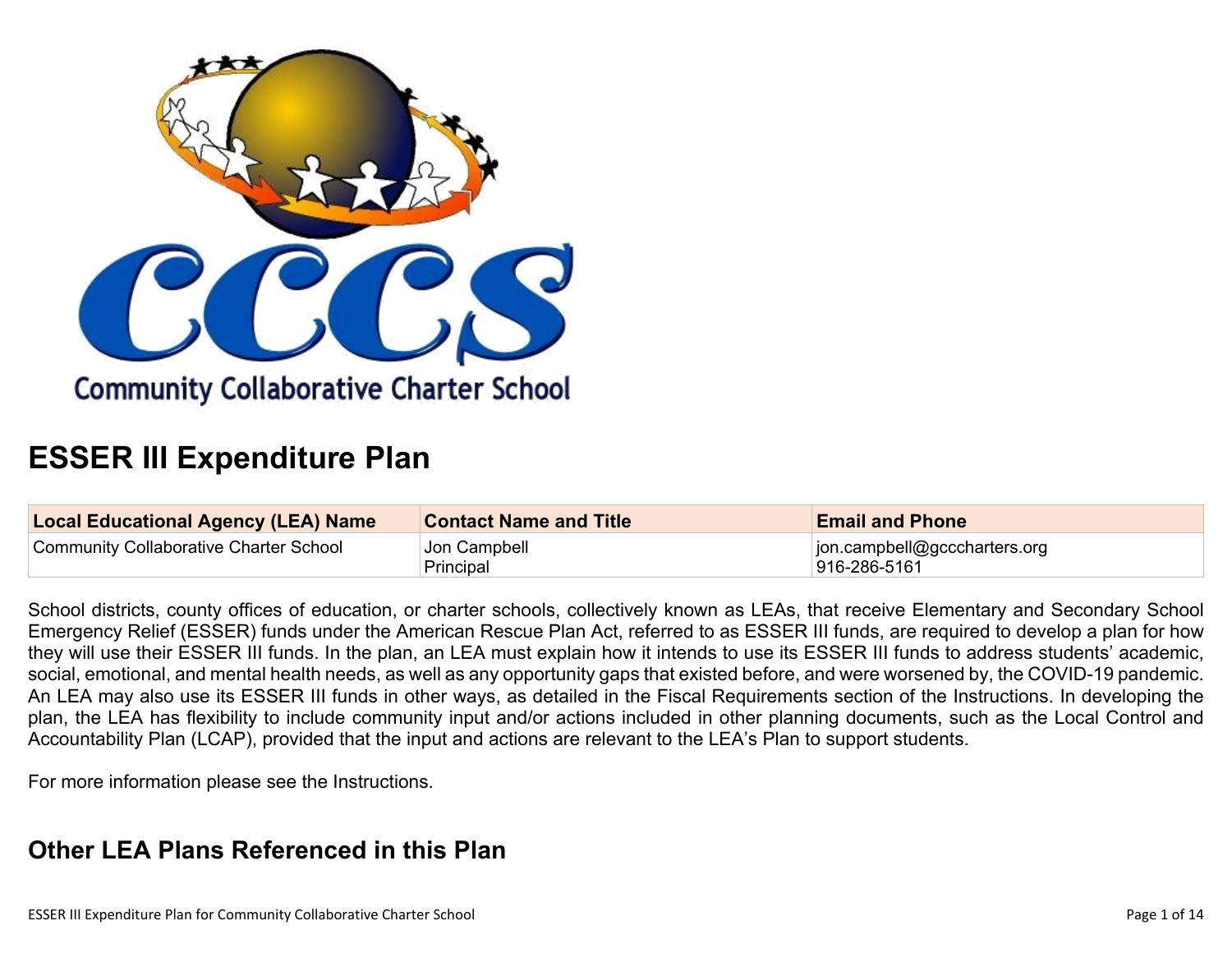# ESSER III Expenditure Plan

| Local Educational Agency (LEA) Name | Contact Name and Title | Email and Phone |
|---|---|---|
| Community Collaborative Charter School | Jon Campbell<br>Principal | jon.campbell@gcccharters.org<br>916-286-5161 |

School districts, county offices of education, or charter schools, collectively known as LEAs, that receive Elementary and Secondary School Emergency Relief (ESSER) funds under the American Rescue Plan Act, referred to as ESSER III funds, are required to develop a plan for how they will use their ESSER III funds. In the plan, an LEA must explain how it intends to use its ESSER III funds to address students' academic, social, emotional, and mental health needs, as well as any opportunity gaps that existed before, and were worsened by, the COVID-19 pandemic. An LEA may also use its ESSER III funds in other ways, as detailed in the Fiscal Requirements section of the Instructions. In developing the plan, the LEA has flexibility to include community input and/or actions included in other planning documents, such as the Local Control and Accountability Plan (LCAP), provided that the input and actions are relevant to the LEA's Plan to support students.

For more information please see the Instructions.

## Other LEA Plans Referenced in this Plan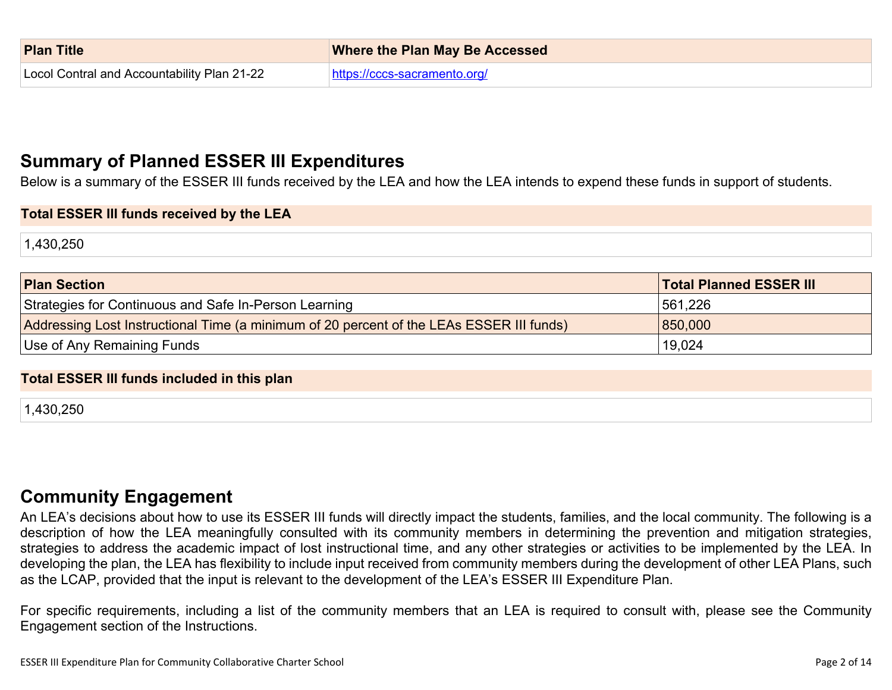| Plan Title | Where the Plan May Be Accessed |
| --- | --- |
| Locol Contral and Accountability Plan 21-22 | [https://cccs-sacramento.org/](https://cccs-sacramento.org/) |

## Summary of Planned ESSER III Expenditures

Below is a summary of the ESSER III funds received by the LEA and how the LEA intends to expend these funds in support of students.

**Total ESSER III funds received by the LEA**

1,430,250

| Plan Section | Total Planned ESSER III |
| --- | --- |
| Strategies for Continuous and Safe In-Person Learning | 561,226 |
| Addressing Lost Instructional Time (a minimum of 20 percent of the LEAs ESSER III funds) | 850,000 |
| Use of Any Remaining Funds | 19,024 |

**Total ESSER III funds included in this plan**

1,430,250

## Community Engagement

An LEA's decisions about how to use its ESSER III funds will directly impact the students, families, and the local community. The following is a description of how the LEA meaningfully consulted with its community members in determining the prevention and mitigation strategies, strategies to address the academic impact of lost instructional time, and any other strategies or activities to be implemented by the LEA. In developing the plan, the LEA has flexibility to include input received from community members during the development of other LEA Plans, such as the LCAP, provided that the input is relevant to the development of the LEA's ESSER III Expenditure Plan.

For specific requirements, including a list of the community members that an LEA is required to consult with, please see the Community Engagement section of the Instructions.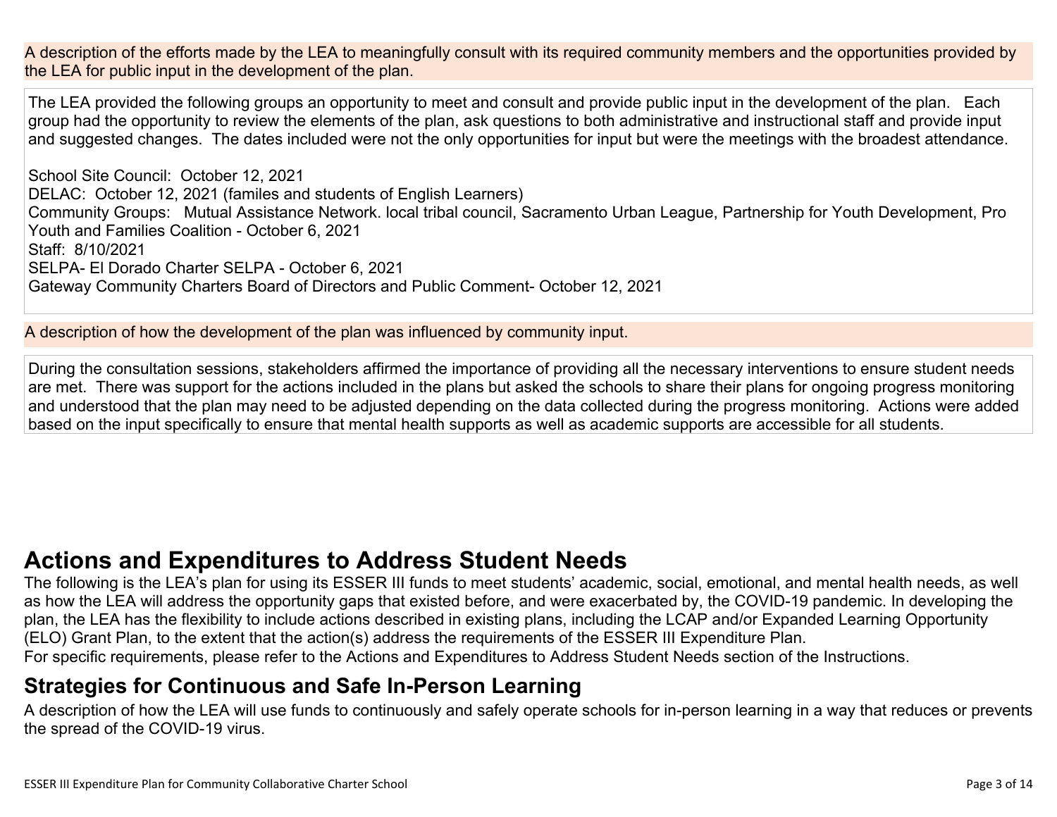A description of the efforts made by the LEA to meaningfully consult with its required community members and the opportunities provided by the LEA for public input in the development of the plan.

The LEA provided the following groups an opportunity to meet and consult and provide public input in the development of the plan. Each group had the opportunity to review the elements of the plan, ask questions to both administrative and instructional staff and provide input and suggested changes. The dates included were not the only opportunities for input but were the meetings with the broadest attendance.

School Site Council: October 12, 2021
DELAC: October 12, 2021 (familes and students of English Learners)
Community Groups: Mutual Assistance Network. local tribal council, Sacramento Urban League, Partnership for Youth Development, Pro Youth and Families Coalition - October 6, 2021
Staff: 8/10/2021
SELPA- El Dorado Charter SELPA - October 6, 2021
Gateway Community Charters Board of Directors and Public Comment- October 12, 2021

A description of how the development of the plan was influenced by community input.

During the consultation sessions, stakeholders affirmed the importance of providing all the necessary interventions to ensure student needs are met. There was support for the actions included in the plans but asked the schools to share their plans for ongoing progress monitoring and understood that the plan may need to be adjusted depending on the data collected during the progress monitoring. Actions were added based on the input specifically to ensure that mental health supports as well as academic supports are accessible for all students.

# Actions and Expenditures to Address Student Needs

The following is the LEA's plan for using its ESSER III funds to meet students' academic, social, emotional, and mental health needs, as well as how the LEA will address the opportunity gaps that existed before, and were exacerbated by, the COVID-19 pandemic. In developing the plan, the LEA has the flexibility to include actions described in existing plans, including the LCAP and/or Expanded Learning Opportunity (ELO) Grant Plan, to the extent that the action(s) address the requirements of the ESSER III Expenditure Plan.
For specific requirements, please refer to the Actions and Expenditures to Address Student Needs section of the Instructions.

## Strategies for Continuous and Safe In-Person Learning

A description of how the LEA will use funds to continuously and safely operate schools for in-person learning in a way that reduces or prevents the spread of the COVID-19 virus.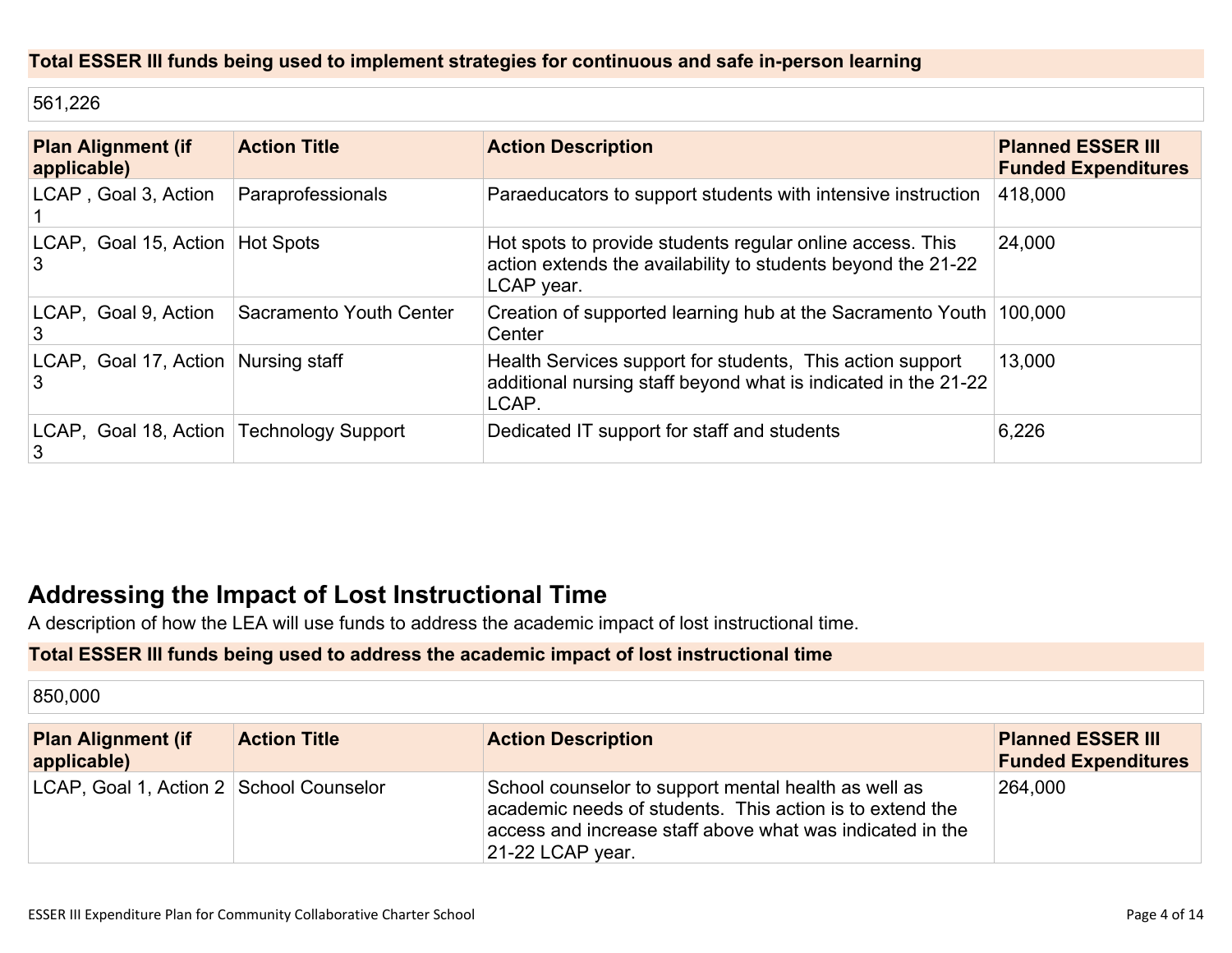**Total ESSER III funds being used to implement strategies for continuous and safe in-person learning**

561,226

| Plan Alignment (if applicable) | Action Title | Action Description | Planned ESSER III Funded Expenditures |
|---|---|---|---|
| LCAP , Goal 3, Action 1 | Paraprofessionals | Paraeducators to support students with intensive instruction | 418,000 |
| LCAP, Goal 15, Action 3 | Hot Spots | Hot spots to provide students regular online access. This action extends the availability to students beyond the 21-22 LCAP year. | 24,000 |
| LCAP, Goal 9, Action 3 | Sacramento Youth Center | Creation of supported learning hub at the Sacramento Youth Center | 100,000 |
| LCAP, Goal 17, Action 3 | Nursing staff | Health Services support for students, This action support additional nursing staff beyond what is indicated in the 21-22 LCAP. | 13,000 |
| LCAP, Goal 18, Action 3 | Technology Support | Dedicated IT support for staff and students | 6,226 |

## Addressing the Impact of Lost Instructional Time

A description of how the LEA will use funds to address the academic impact of lost instructional time.

**Total ESSER III funds being used to address the academic impact of lost instructional time**

850,000

| Plan Alignment (if applicable) | Action Title | Action Description | Planned ESSER III Funded Expenditures |
|---|---|---|---|
| LCAP, Goal 1, Action 2 | School Counselor | School counselor to support mental health as well as academic needs of students. This action is to extend the access and increase staff above what was indicated in the 21-22 LCAP year. | 264,000 |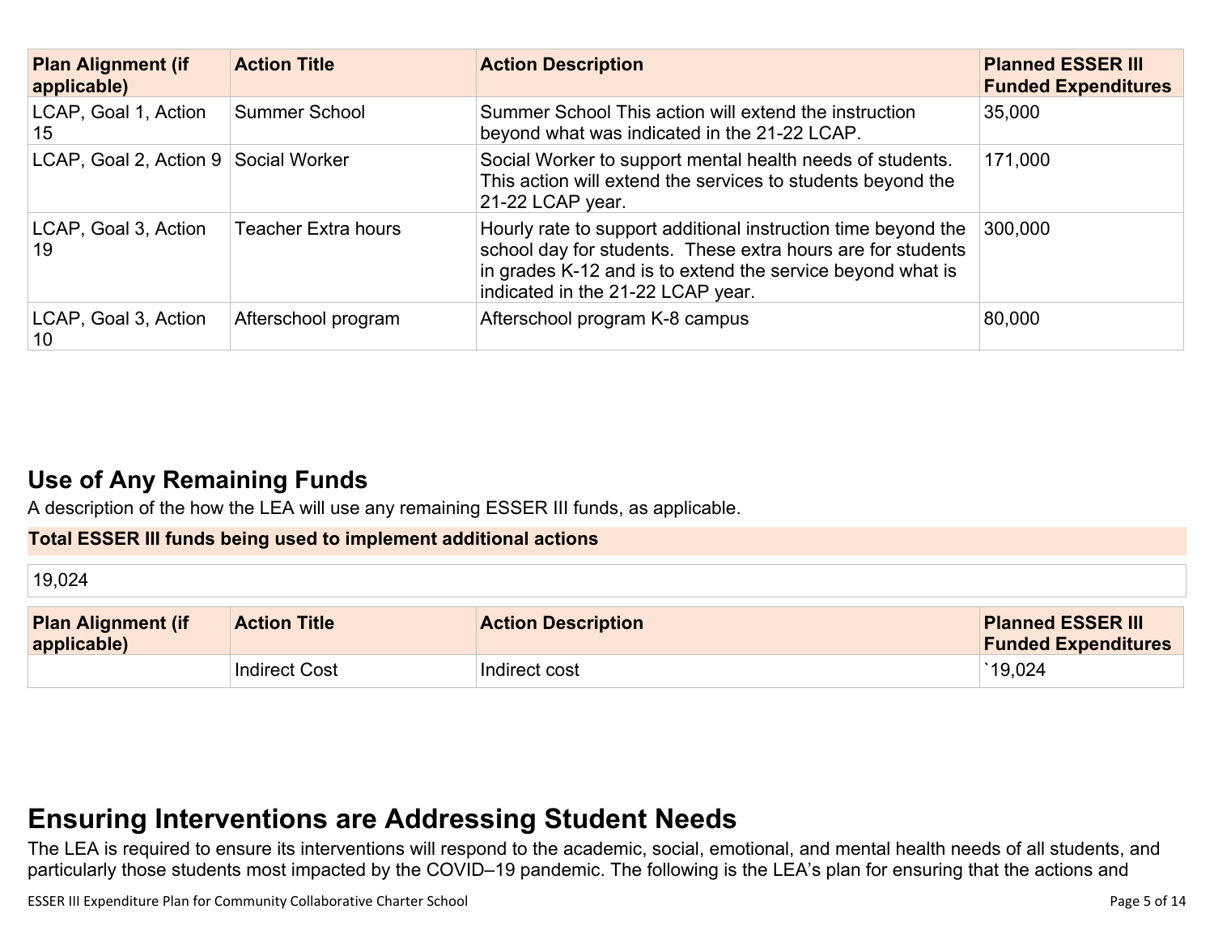| Plan Alignment (if applicable) | Action Title | Action Description | Planned ESSER III Funded Expenditures |
|---|---|---|---|
| LCAP, Goal 1, Action 15 | Summer School | Summer School This action will extend the instruction beyond what was indicated in the 21-22 LCAP. | 35,000 |
| LCAP, Goal 2, Action 9 | Social Worker | Social Worker to support mental health needs of students. This action will extend the services to students beyond the 21-22 LCAP year. | 171,000 |
| LCAP, Goal 3, Action 19 | Teacher Extra hours | Hourly rate to support additional instruction time beyond the school day for students. These extra hours are for students in grades K-12 and is to extend the service beyond what is indicated in the 21-22 LCAP year. | 300,000 |
| LCAP, Goal 3, Action 10 | Afterschool program | Afterschool program K-8 campus | 80,000 |

## Use of Any Remaining Funds

A description of the how the LEA will use any remaining ESSER III funds, as applicable.

| Total ESSER III funds being used to implement additional actions |
|---|
| 19,024 |

| Plan Alignment (if applicable) | Action Title | Action Description | Planned ESSER III Funded Expenditures |
|---|---|---|---|
| | Indirect Cost | Indirect cost | `19,024 |

# Ensuring Interventions are Addressing Student Needs

The LEA is required to ensure its interventions will respond to the academic, social, emotional, and mental health needs of all students, and particularly those students most impacted by the COVID–19 pandemic. The following is the LEA's plan for ensuring that the actions and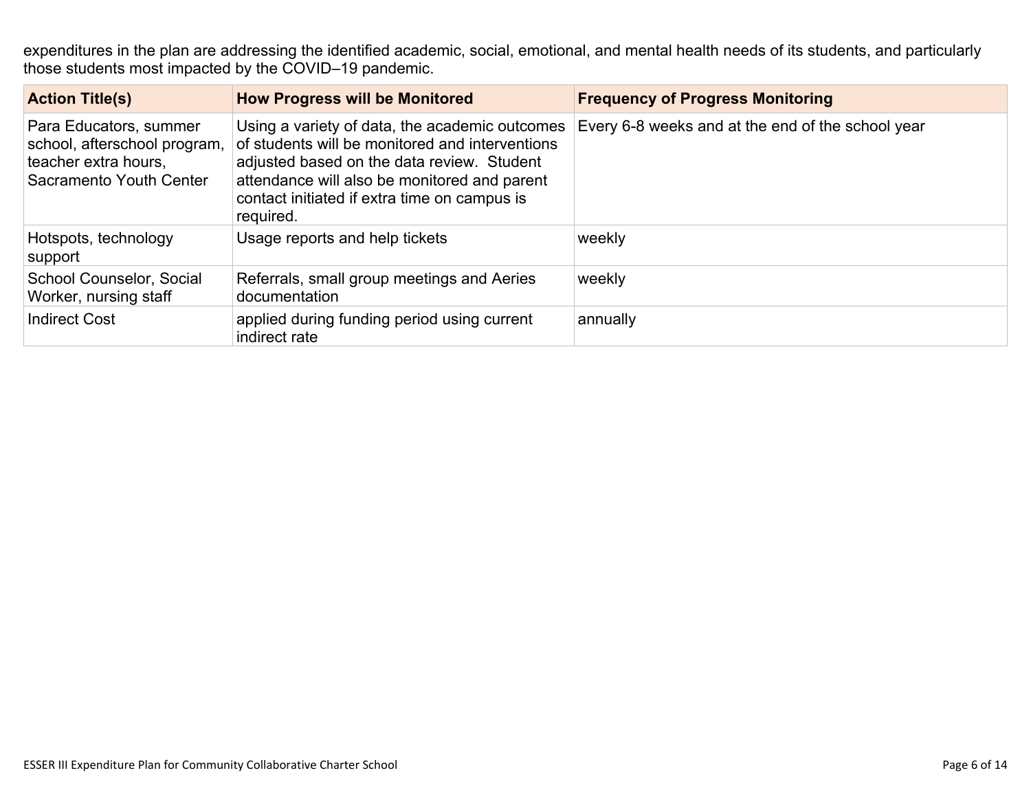expenditures in the plan are addressing the identified academic, social, emotional, and mental health needs of its students, and particularly those students most impacted by the COVID–19 pandemic.

| Action Title(s) | How Progress will be Monitored | Frequency of Progress Monitoring |
|---|---|---|
| Para Educators, summer school, afterschool program, teacher extra hours, Sacramento Youth Center | Using a variety of data, the academic outcomes of students will be monitored and interventions adjusted based on the data review. Student attendance will also be monitored and parent contact initiated if extra time on campus is required. | Every 6-8 weeks and at the end of the school year |
| Hotspots, technology support | Usage reports and help tickets | weekly |
| School Counselor, Social Worker, nursing staff | Referrals, small group meetings and Aeries documentation | weekly |
| Indirect Cost | applied during funding period using current indirect rate | annually |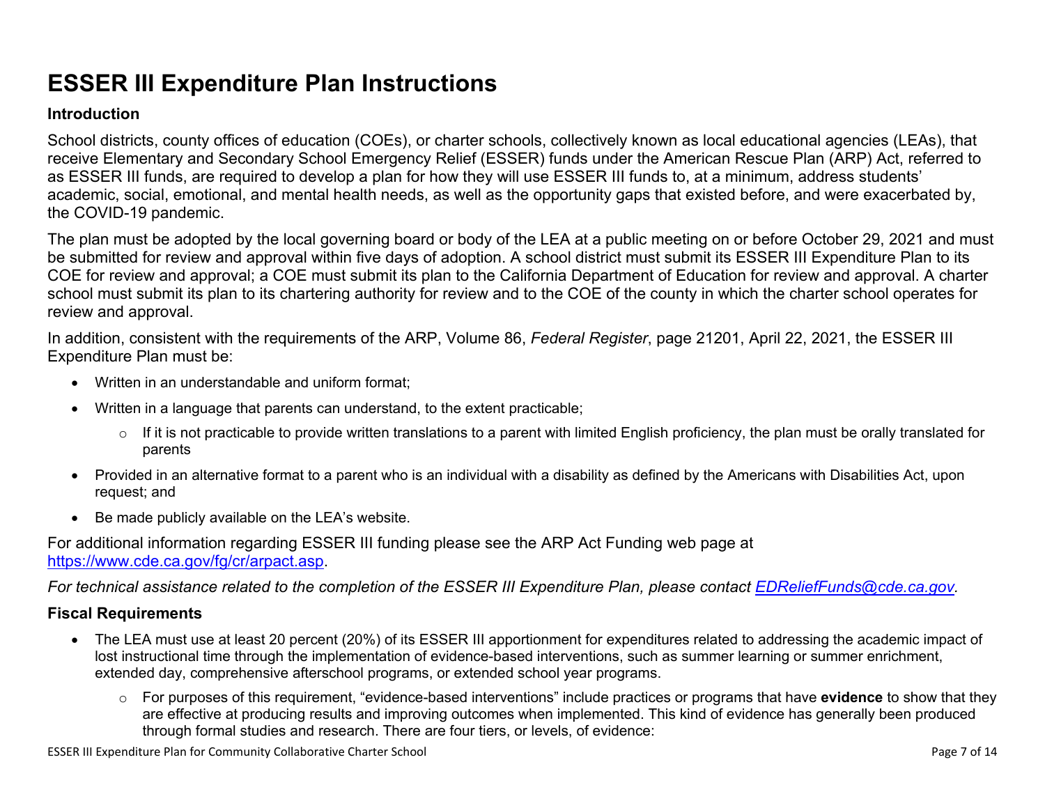# ESSER III Expenditure Plan Instructions

### Introduction

School districts, county offices of education (COEs), or charter schools, collectively known as local educational agencies (LEAs), that receive Elementary and Secondary School Emergency Relief (ESSER) funds under the American Rescue Plan (ARP) Act, referred to as ESSER III funds, are required to develop a plan for how they will use ESSER III funds to, at a minimum, address students' academic, social, emotional, and mental health needs, as well as the opportunity gaps that existed before, and were exacerbated by, the COVID-19 pandemic.

The plan must be adopted by the local governing board or body of the LEA at a public meeting on or before October 29, 2021 and must be submitted for review and approval within five days of adoption. A school district must submit its ESSER III Expenditure Plan to its COE for review and approval; a COE must submit its plan to the California Department of Education for review and approval. A charter school must submit its plan to its chartering authority for review and to the COE of the county in which the charter school operates for review and approval.

In addition, consistent with the requirements of the ARP, Volume 86, *Federal Register*, page 21201, April 22, 2021, the ESSER III Expenditure Plan must be:

- Written in an understandable and uniform format;
- Written in a language that parents can understand, to the extent practicable;
  - If it is not practicable to provide written translations to a parent with limited English proficiency, the plan must be orally translated for parents
- Provided in an alternative format to a parent who is an individual with a disability as defined by the Americans with Disabilities Act, upon request; and
- Be made publicly available on the LEA's website.

For additional information regarding ESSER III funding please see the ARP Act Funding web page at https://www.cde.ca.gov/fg/cr/arpact.asp.

*For technical assistance related to the completion of the ESSER III Expenditure Plan, please contact EDReliefFunds@cde.ca.gov.*

### Fiscal Requirements

- The LEA must use at least 20 percent (20%) of its ESSER III apportionment for expenditures related to addressing the academic impact of lost instructional time through the implementation of evidence-based interventions, such as summer learning or summer enrichment, extended day, comprehensive afterschool programs, or extended school year programs.
  - For purposes of this requirement, "evidence-based interventions" include practices or programs that have **evidence** to show that they are effective at producing results and improving outcomes when implemented. This kind of evidence has generally been produced through formal studies and research. There are four tiers, or levels, of evidence: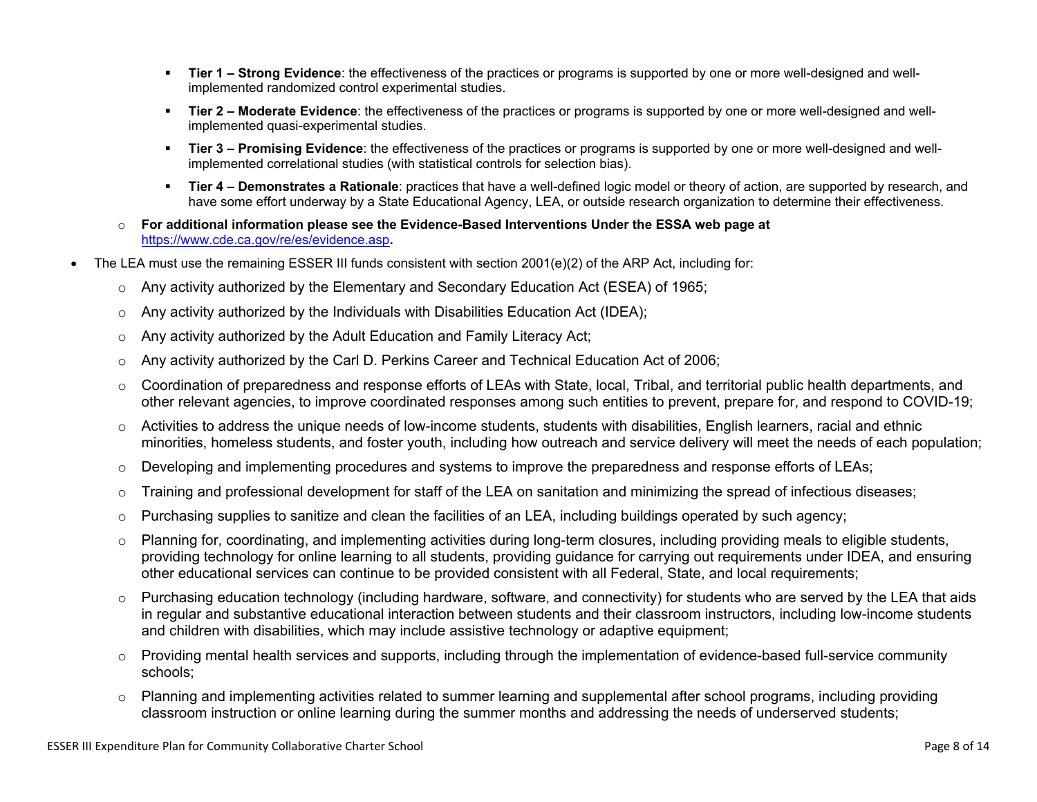- **Tier 1 – Strong Evidence**: the effectiveness of the practices or programs is supported by one or more well-designed and well-implemented randomized control experimental studies.
    - **Tier 2 – Moderate Evidence**: the effectiveness of the practices or programs is supported by one or more well-designed and well-implemented quasi-experimental studies.
    - **Tier 3 – Promising Evidence**: the effectiveness of the practices or programs is supported by one or more well-designed and well-implemented correlational studies (with statistical controls for selection bias).
    - **Tier 4 – Demonstrates a Rationale**: practices that have a well-defined logic model or theory of action, are supported by research, and have some effort underway by a State Educational Agency, LEA, or outside research organization to determine their effectiveness.
  - **For additional information please see the Evidence-Based Interventions Under the ESSA web page at** https://www.cde.ca.gov/re/es/evidence.asp**.**
- The LEA must use the remaining ESSER III funds consistent with section 2001(e)(2) of the ARP Act, including for:
  - Any activity authorized by the Elementary and Secondary Education Act (ESEA) of 1965;
  - Any activity authorized by the Individuals with Disabilities Education Act (IDEA);
  - Any activity authorized by the Adult Education and Family Literacy Act;
  - Any activity authorized by the Carl D. Perkins Career and Technical Education Act of 2006;
  - Coordination of preparedness and response efforts of LEAs with State, local, Tribal, and territorial public health departments, and other relevant agencies, to improve coordinated responses among such entities to prevent, prepare for, and respond to COVID-19;
  - Activities to address the unique needs of low-income students, students with disabilities, English learners, racial and ethnic minorities, homeless students, and foster youth, including how outreach and service delivery will meet the needs of each population;
  - Developing and implementing procedures and systems to improve the preparedness and response efforts of LEAs;
  - Training and professional development for staff of the LEA on sanitation and minimizing the spread of infectious diseases;
  - Purchasing supplies to sanitize and clean the facilities of an LEA, including buildings operated by such agency;
  - Planning for, coordinating, and implementing activities during long-term closures, including providing meals to eligible students, providing technology for online learning to all students, providing guidance for carrying out requirements under IDEA, and ensuring other educational services can continue to be provided consistent with all Federal, State, and local requirements;
  - Purchasing education technology (including hardware, software, and connectivity) for students who are served by the LEA that aids in regular and substantive educational interaction between students and their classroom instructors, including low-income students and children with disabilities, which may include assistive technology or adaptive equipment;
  - Providing mental health services and supports, including through the implementation of evidence-based full-service community schools;
  - Planning and implementing activities related to summer learning and supplemental after school programs, including providing classroom instruction or online learning during the summer months and addressing the needs of underserved students;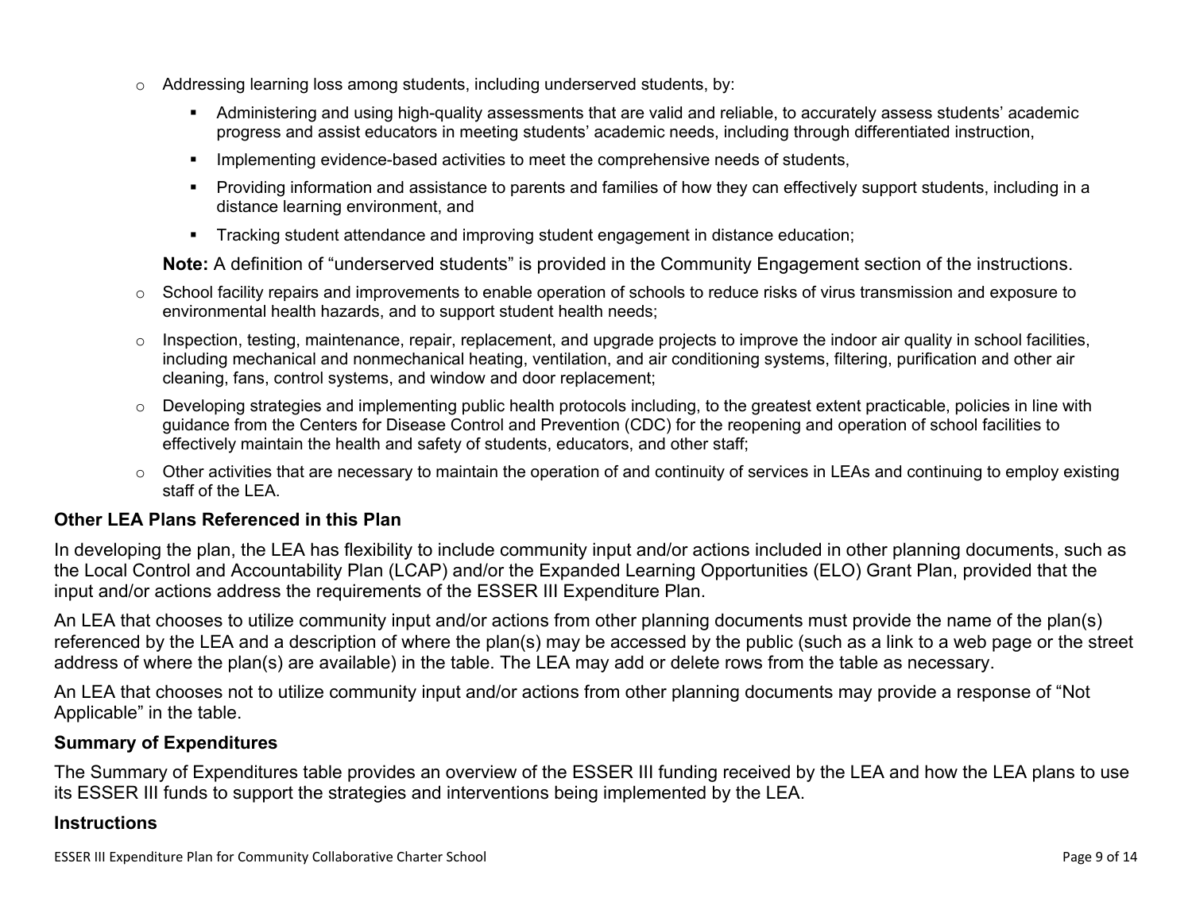- Addressing learning loss among students, including underserved students, by:
  - Administering and using high-quality assessments that are valid and reliable, to accurately assess students' academic progress and assist educators in meeting students' academic needs, including through differentiated instruction,
  - Implementing evidence-based activities to meet the comprehensive needs of students,
  - Providing information and assistance to parents and families of how they can effectively support students, including in a distance learning environment, and
  - Tracking student attendance and improving student engagement in distance education;

  **Note:** A definition of "underserved students" is provided in the Community Engagement section of the instructions.
- School facility repairs and improvements to enable operation of schools to reduce risks of virus transmission and exposure to environmental health hazards, and to support student health needs;
- Inspection, testing, maintenance, repair, replacement, and upgrade projects to improve the indoor air quality in school facilities, including mechanical and nonmechanical heating, ventilation, and air conditioning systems, filtering, purification and other air cleaning, fans, control systems, and window and door replacement;
- Developing strategies and implementing public health protocols including, to the greatest extent practicable, policies in line with guidance from the Centers for Disease Control and Prevention (CDC) for the reopening and operation of school facilities to effectively maintain the health and safety of students, educators, and other staff;
- Other activities that are necessary to maintain the operation of and continuity of services in LEAs and continuing to employ existing staff of the LEA.

### Other LEA Plans Referenced in this Plan

In developing the plan, the LEA has flexibility to include community input and/or actions included in other planning documents, such as the Local Control and Accountability Plan (LCAP) and/or the Expanded Learning Opportunities (ELO) Grant Plan, provided that the input and/or actions address the requirements of the ESSER III Expenditure Plan.

An LEA that chooses to utilize community input and/or actions from other planning documents must provide the name of the plan(s) referenced by the LEA and a description of where the plan(s) may be accessed by the public (such as a link to a web page or the street address of where the plan(s) are available) in the table. The LEA may add or delete rows from the table as necessary.

An LEA that chooses not to utilize community input and/or actions from other planning documents may provide a response of "Not Applicable" in the table.

### Summary of Expenditures

The Summary of Expenditures table provides an overview of the ESSER III funding received by the LEA and how the LEA plans to use its ESSER III funds to support the strategies and interventions being implemented by the LEA.

### Instructions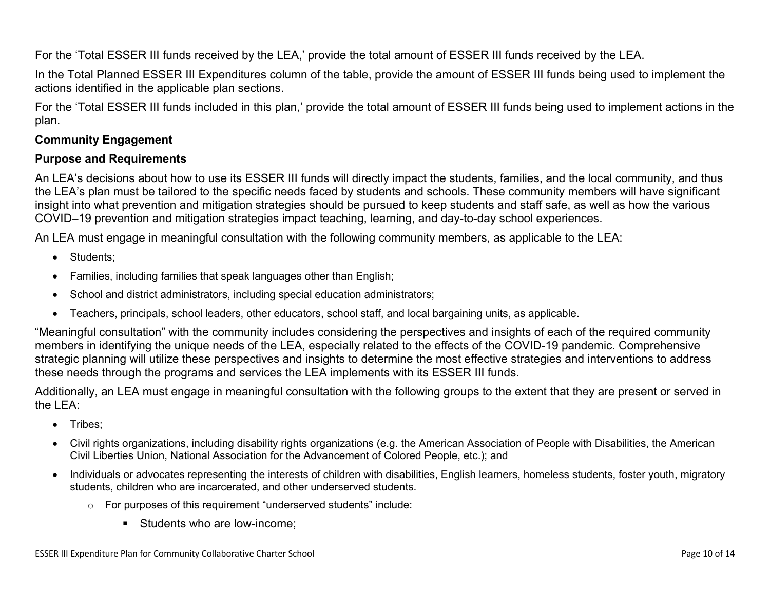For the ‘Total ESSER III funds received by the LEA,’ provide the total amount of ESSER III funds received by the LEA.

In the Total Planned ESSER III Expenditures column of the table, provide the amount of ESSER III funds being used to implement the actions identified in the applicable plan sections.

For the ‘Total ESSER III funds included in this plan,’ provide the total amount of ESSER III funds being used to implement actions in the plan.

**Community Engagement**

**Purpose and Requirements**

An LEA’s decisions about how to use its ESSER III funds will directly impact the students, families, and the local community, and thus the LEA’s plan must be tailored to the specific needs faced by students and schools. These community members will have significant insight into what prevention and mitigation strategies should be pursued to keep students and staff safe, as well as how the various COVID–19 prevention and mitigation strategies impact teaching, learning, and day-to-day school experiences.

An LEA must engage in meaningful consultation with the following community members, as applicable to the LEA:

- Students;
- Families, including families that speak languages other than English;
- School and district administrators, including special education administrators;
- Teachers, principals, school leaders, other educators, school staff, and local bargaining units, as applicable.

“Meaningful consultation” with the community includes considering the perspectives and insights of each of the required community members in identifying the unique needs of the LEA, especially related to the effects of the COVID-19 pandemic. Comprehensive strategic planning will utilize these perspectives and insights to determine the most effective strategies and interventions to address these needs through the programs and services the LEA implements with its ESSER III funds.

Additionally, an LEA must engage in meaningful consultation with the following groups to the extent that they are present or served in the LEA:

- Tribes;
- Civil rights organizations, including disability rights organizations (e.g. the American Association of People with Disabilities, the American Civil Liberties Union, National Association for the Advancement of Colored People, etc.); and
- Individuals or advocates representing the interests of children with disabilities, English learners, homeless students, foster youth, migratory students, children who are incarcerated, and other underserved students.
    - For purposes of this requirement “underserved students” include:
        - Students who are low-income;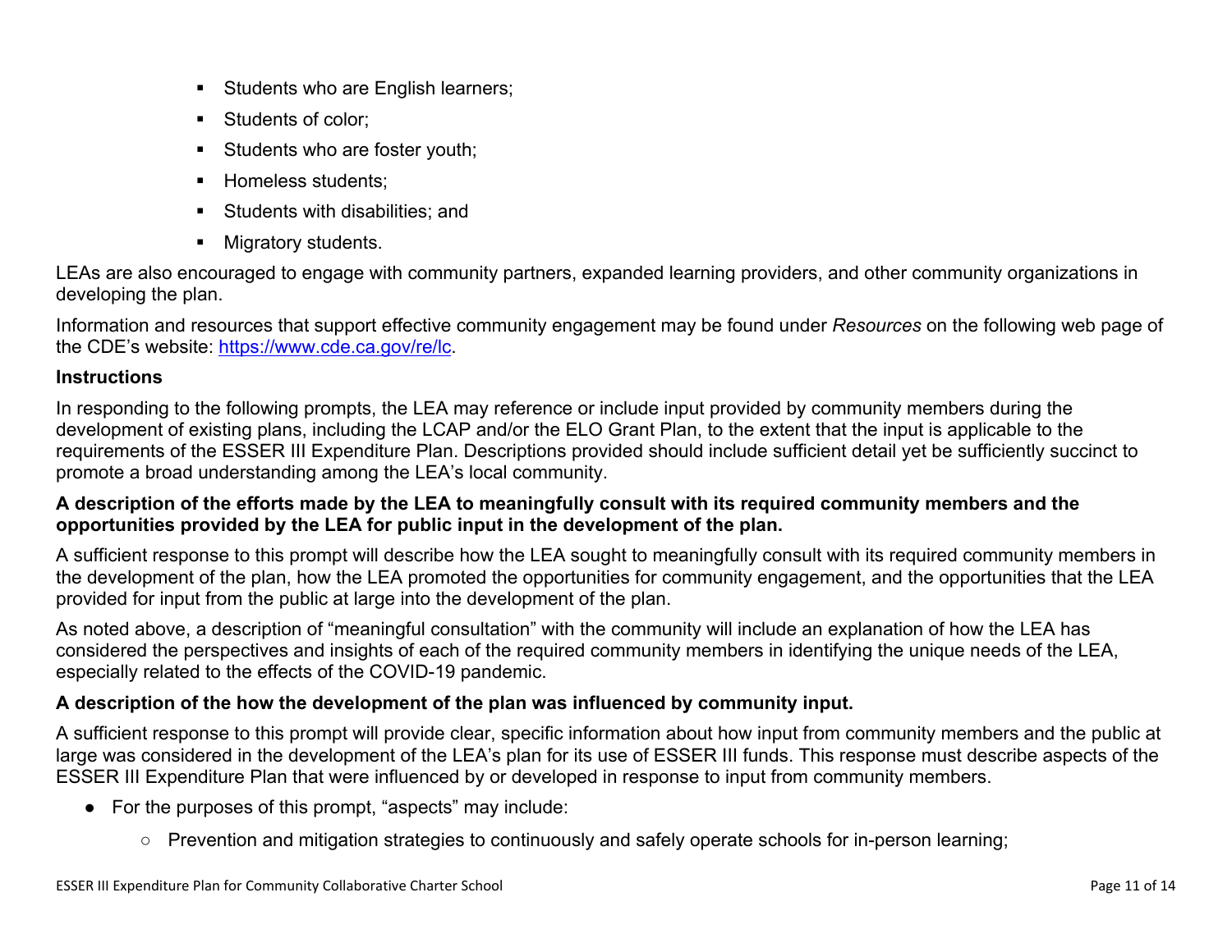- Students who are English learners;
- Students of color;
- Students who are foster youth;
- Homeless students;
- Students with disabilities; and
- Migratory students.

LEAs are also encouraged to engage with community partners, expanded learning providers, and other community organizations in developing the plan.

Information and resources that support effective community engagement may be found under *Resources* on the following web page of the CDE's website: [https://www.cde.ca.gov/re/lc](https://www.cde.ca.gov/re/lc).

**Instructions**

In responding to the following prompts, the LEA may reference or include input provided by community members during the development of existing plans, including the LCAP and/or the ELO Grant Plan, to the extent that the input is applicable to the requirements of the ESSER III Expenditure Plan. Descriptions provided should include sufficient detail yet be sufficiently succinct to promote a broad understanding among the LEA's local community.

**A description of the efforts made by the LEA to meaningfully consult with its required community members and the opportunities provided by the LEA for public input in the development of the plan.**

A sufficient response to this prompt will describe how the LEA sought to meaningfully consult with its required community members in the development of the plan, how the LEA promoted the opportunities for community engagement, and the opportunities that the LEA provided for input from the public at large into the development of the plan.

As noted above, a description of "meaningful consultation" with the community will include an explanation of how the LEA has considered the perspectives and insights of each of the required community members in identifying the unique needs of the LEA, especially related to the effects of the COVID-19 pandemic.

**A description of the how the development of the plan was influenced by community input.**

A sufficient response to this prompt will provide clear, specific information about how input from community members and the public at large was considered in the development of the LEA's plan for its use of ESSER III funds. This response must describe aspects of the ESSER III Expenditure Plan that were influenced by or developed in response to input from community members.

- For the purposes of this prompt, "aspects" may include:
  - Prevention and mitigation strategies to continuously and safely operate schools for in-person learning;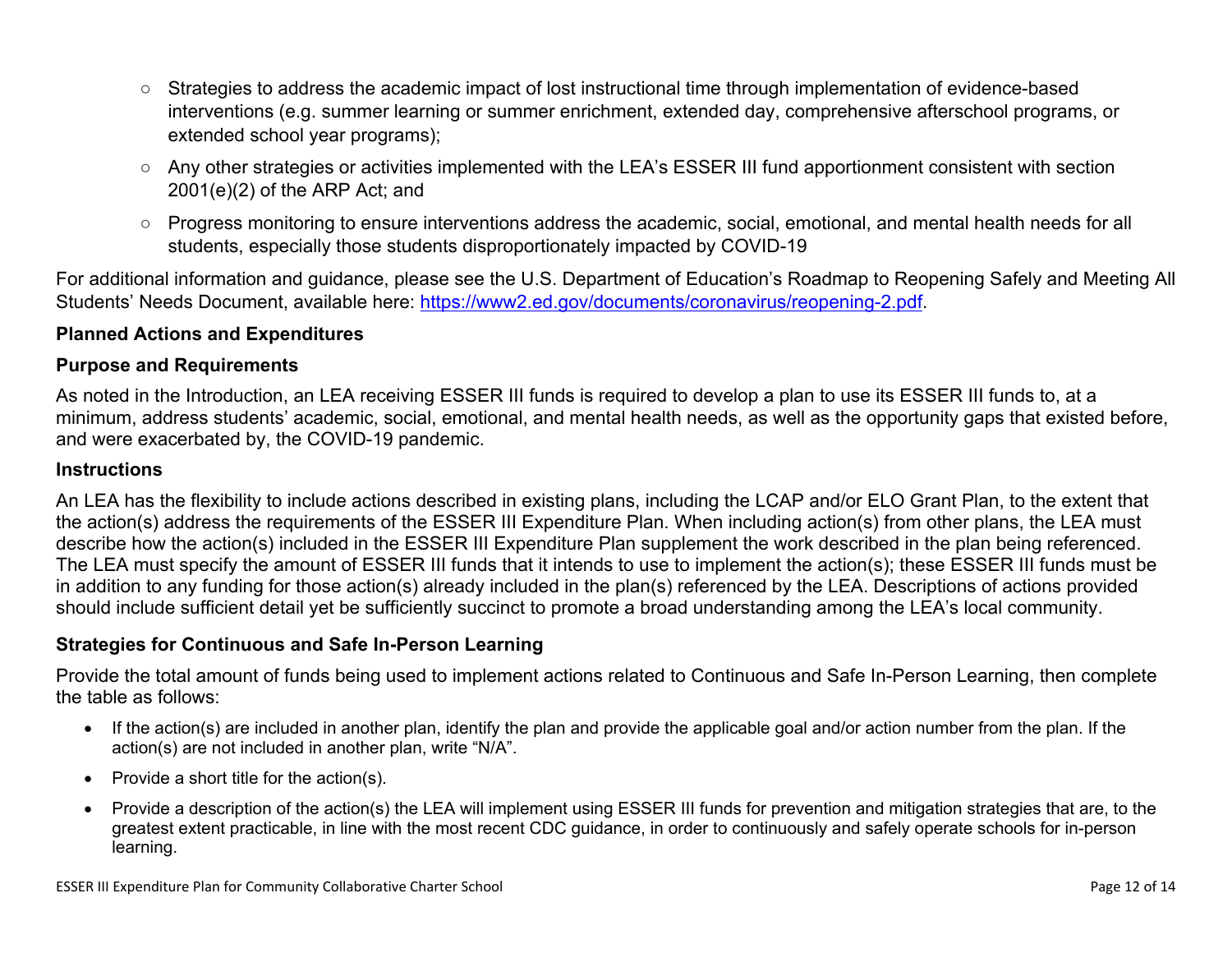- Strategies to address the academic impact of lost instructional time through implementation of evidence-based interventions (e.g. summer learning or summer enrichment, extended day, comprehensive afterschool programs, or extended school year programs);
- Any other strategies or activities implemented with the LEA's ESSER III fund apportionment consistent with section 2001(e)(2) of the ARP Act; and
- Progress monitoring to ensure interventions address the academic, social, emotional, and mental health needs for all students, especially those students disproportionately impacted by COVID-19

For additional information and guidance, please see the U.S. Department of Education's Roadmap to Reopening Safely and Meeting All Students' Needs Document, available here: [https://www2.ed.gov/documents/coronavirus/reopening-2.pdf](https://www2.ed.gov/documents/coronavirus/reopening-2.pdf).

**Planned Actions and Expenditures**

**Purpose and Requirements**

As noted in the Introduction, an LEA receiving ESSER III funds is required to develop a plan to use its ESSER III funds to, at a minimum, address students' academic, social, emotional, and mental health needs, as well as the opportunity gaps that existed before, and were exacerbated by, the COVID-19 pandemic.

**Instructions**

An LEA has the flexibility to include actions described in existing plans, including the LCAP and/or ELO Grant Plan, to the extent that the action(s) address the requirements of the ESSER III Expenditure Plan. When including action(s) from other plans, the LEA must describe how the action(s) included in the ESSER III Expenditure Plan supplement the work described in the plan being referenced. The LEA must specify the amount of ESSER III funds that it intends to use to implement the action(s); these ESSER III funds must be in addition to any funding for those action(s) already included in the plan(s) referenced by the LEA. Descriptions of actions provided should include sufficient detail yet be sufficiently succinct to promote a broad understanding among the LEA's local community.

**Strategies for Continuous and Safe In-Person Learning**

Provide the total amount of funds being used to implement actions related to Continuous and Safe In-Person Learning, then complete the table as follows:

- If the action(s) are included in another plan, identify the plan and provide the applicable goal and/or action number from the plan. If the action(s) are not included in another plan, write "N/A".
- Provide a short title for the action(s).
- Provide a description of the action(s) the LEA will implement using ESSER III funds for prevention and mitigation strategies that are, to the greatest extent practicable, in line with the most recent CDC guidance, in order to continuously and safely operate schools for in-person learning.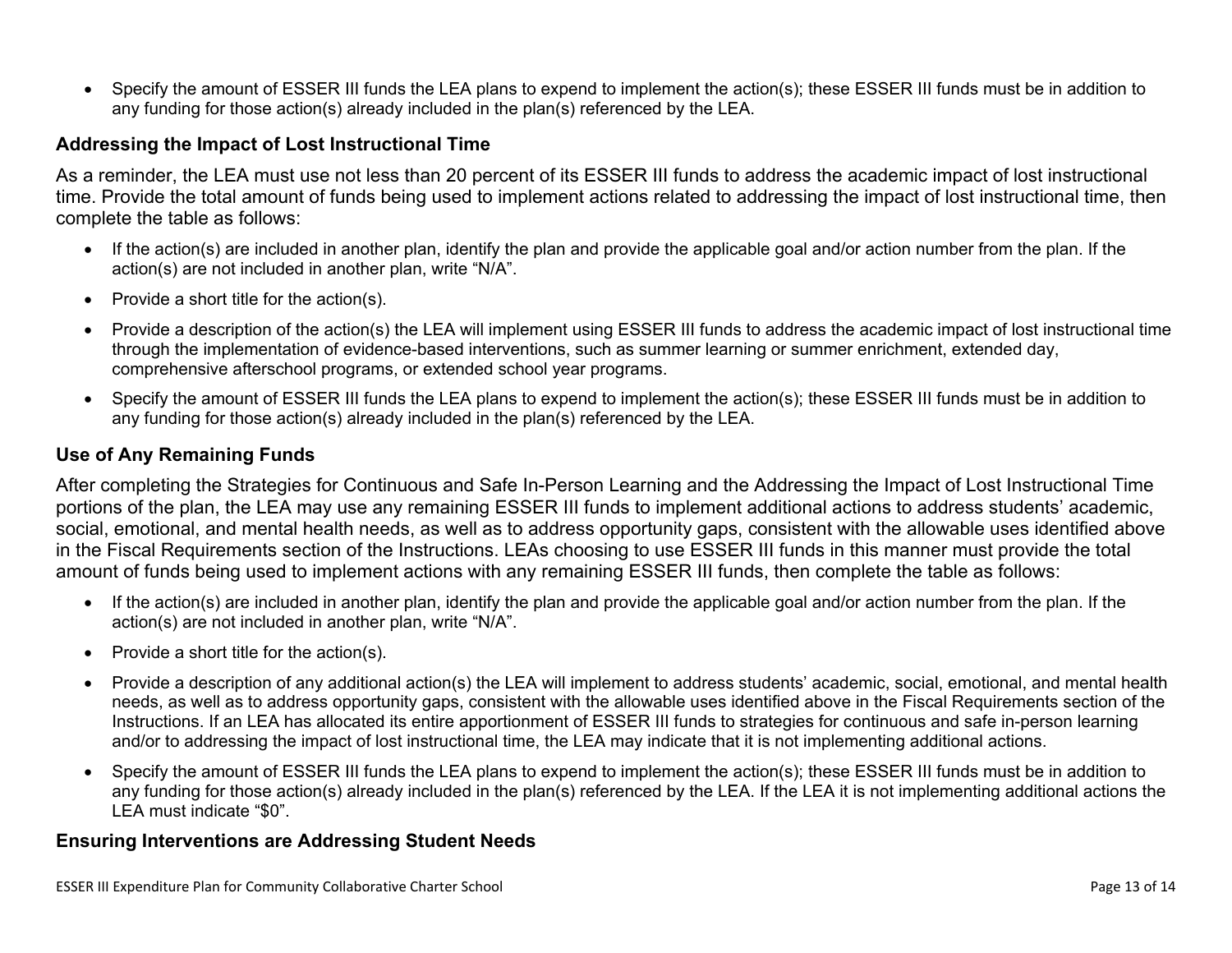- Specify the amount of ESSER III funds the LEA plans to expend to implement the action(s); these ESSER III funds must be in addition to any funding for those action(s) already included in the plan(s) referenced by the LEA.

### Addressing the Impact of Lost Instructional Time

As a reminder, the LEA must use not less than 20 percent of its ESSER III funds to address the academic impact of lost instructional time. Provide the total amount of funds being used to implement actions related to addressing the impact of lost instructional time, then complete the table as follows:

- If the action(s) are included in another plan, identify the plan and provide the applicable goal and/or action number from the plan. If the action(s) are not included in another plan, write "N/A".
- Provide a short title for the action(s).
- Provide a description of the action(s) the LEA will implement using ESSER III funds to address the academic impact of lost instructional time through the implementation of evidence-based interventions, such as summer learning or summer enrichment, extended day, comprehensive afterschool programs, or extended school year programs.
- Specify the amount of ESSER III funds the LEA plans to expend to implement the action(s); these ESSER III funds must be in addition to any funding for those action(s) already included in the plan(s) referenced by the LEA.

### Use of Any Remaining Funds

After completing the Strategies for Continuous and Safe In-Person Learning and the Addressing the Impact of Lost Instructional Time portions of the plan, the LEA may use any remaining ESSER III funds to implement additional actions to address students' academic, social, emotional, and mental health needs, as well as to address opportunity gaps, consistent with the allowable uses identified above in the Fiscal Requirements section of the Instructions. LEAs choosing to use ESSER III funds in this manner must provide the total amount of funds being used to implement actions with any remaining ESSER III funds, then complete the table as follows:

- If the action(s) are included in another plan, identify the plan and provide the applicable goal and/or action number from the plan. If the action(s) are not included in another plan, write "N/A".
- Provide a short title for the action(s).
- Provide a description of any additional action(s) the LEA will implement to address students' academic, social, emotional, and mental health needs, as well as to address opportunity gaps, consistent with the allowable uses identified above in the Fiscal Requirements section of the Instructions. If an LEA has allocated its entire apportionment of ESSER III funds to strategies for continuous and safe in-person learning and/or to addressing the impact of lost instructional time, the LEA may indicate that it is not implementing additional actions.
- Specify the amount of ESSER III funds the LEA plans to expend to implement the action(s); these ESSER III funds must be in addition to any funding for those action(s) already included in the plan(s) referenced by the LEA. If the LEA it is not implementing additional actions the LEA must indicate "$0".

### Ensuring Interventions are Addressing Student Needs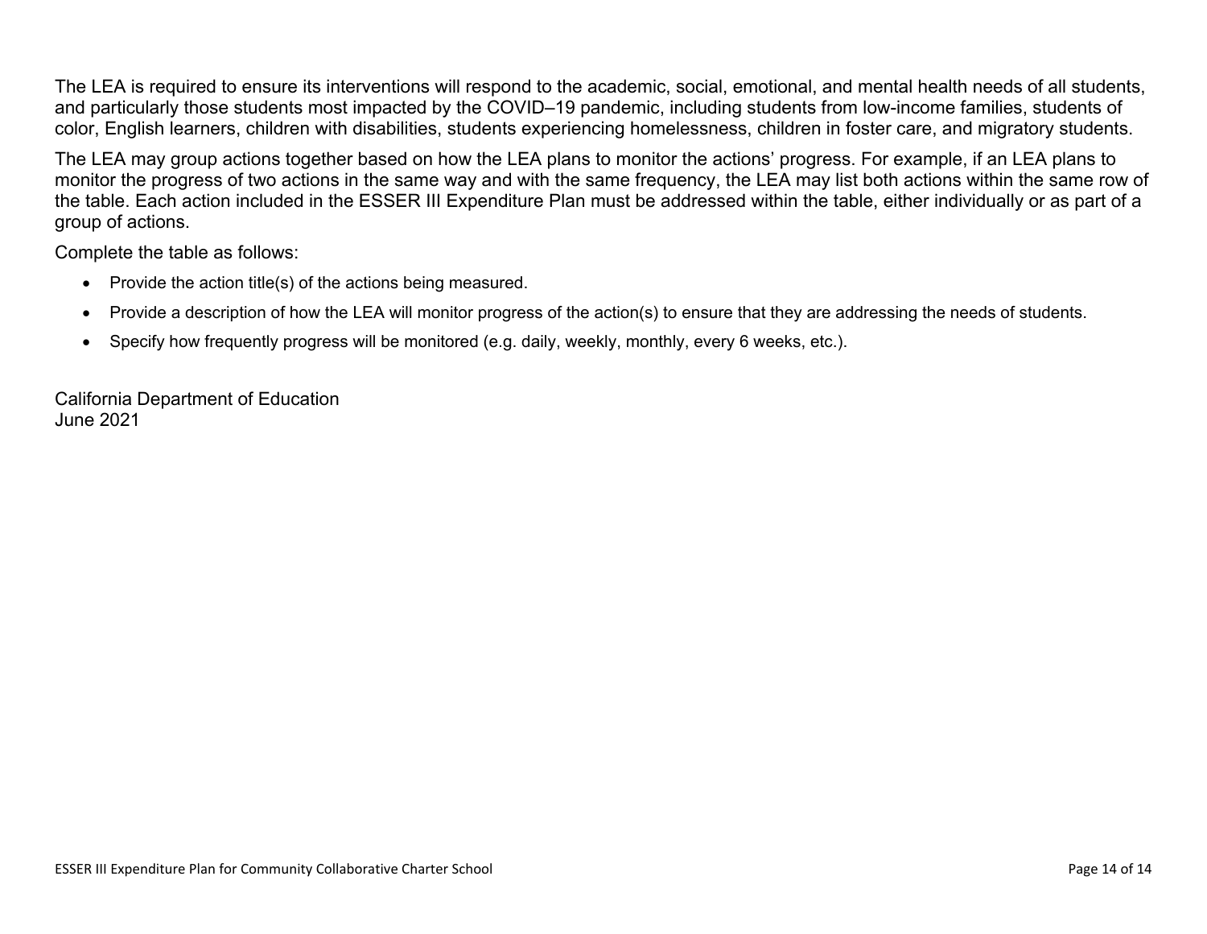The LEA is required to ensure its interventions will respond to the academic, social, emotional, and mental health needs of all students, and particularly those students most impacted by the COVID–19 pandemic, including students from low-income families, students of color, English learners, children with disabilities, students experiencing homelessness, children in foster care, and migratory students.

The LEA may group actions together based on how the LEA plans to monitor the actions' progress. For example, if an LEA plans to monitor the progress of two actions in the same way and with the same frequency, the LEA may list both actions within the same row of the table. Each action included in the ESSER III Expenditure Plan must be addressed within the table, either individually or as part of a group of actions.

Complete the table as follows:

- Provide the action title(s) of the actions being measured.
- Provide a description of how the LEA will monitor progress of the action(s) to ensure that they are addressing the needs of students.
- Specify how frequently progress will be monitored (e.g. daily, weekly, monthly, every 6 weeks, etc.).

California Department of Education
June 2021